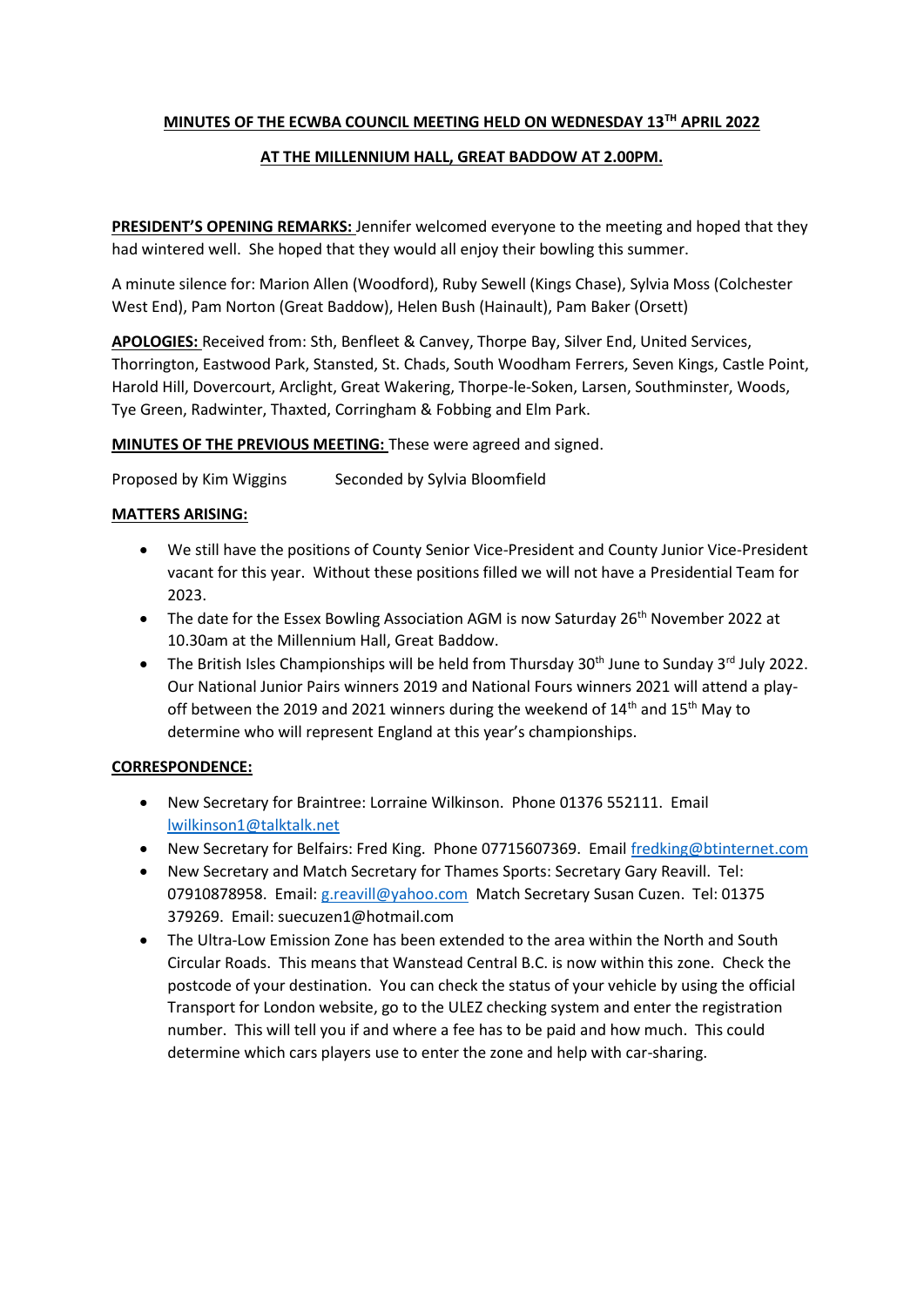**MINUTES OF THE ECWBA COUNCIL MEETING HELD ON WEDNESDAY 13TH APRIL 2022**

**AT THE MILLENNIUM HALL, GREAT BADDOW AT 2.00PM.**

**PRESIDENT'S OPENING REMARKS:** Jennifer welcomed everyone to the meeting and hoped that they had wintered well. She hoped that they would all enjoy their bowling this summer.

A minute silence for: Marion Allen (Woodford), Ruby Sewell (Kings Chase), Sylvia Moss (Colchester West End), Pam Norton (Great Baddow), Helen Bush (Hainault), Pam Baker (Orsett)

**APOLOGIES:** Received from: Sth, Benfleet & Canvey, Thorpe Bay, Silver End, United Services, Thorrington, Eastwood Park, Stansted, St. Chads, South Woodham Ferrers, Seven Kings, Castle Point, Harold Hill, Dovercourt, Arclight, Great Wakering, Thorpe-le-Soken, Larsen, Southminster, Woods, Tye Green, Radwinter, Thaxted, Corringham & Fobbing and Elm Park.

**MINUTES OF THE PREVIOUS MEETING:** These were agreed and signed.

Proposed by Kim Wiggins Seconded by Sylvia Bloomfield

**MATTERS ARISING:**

- We still have the positions of County Senior Vice-President and County Junior Vice-President vacant for this year. Without these positions filled we will not have a Presidential Team for 2023.
- The date for the Essex Bowling Association AGM is now Saturday 26th November 2022 at 10.30am at the Millennium Hall, Great Baddow.
- The British Isles Championships will be held from Thursday 30th June to Sunday 3rd July 2022. Our National Junior Pairs winners 2019 and National Fours winners 2021 will attend a play-off between the 2019 and 2021 winners during the weekend of 14th and 15th May to determine who will represent England at this year's championships.

**CORRESPONDENCE:**

- New Secretary for Braintree: Lorraine Wilkinson. Phone 01376 552111. Email lwilkinson1@talktalk.net
- New Secretary for Belfairs: Fred King. Phone 07715607369. Email fredking@btinternet.com
- New Secretary and Match Secretary for Thames Sports: Secretary Gary Reavill. Tel: 07910878958. Email: g.reavill@yahoo.com Match Secretary Susan Cuzen. Tel: 01375 379269. Email: suecuzen1@hotmail.com
- The Ultra-Low Emission Zone has been extended to the area within the North and South Circular Roads. This means that Wanstead Central B.C. is now within this zone. Check the postcode of your destination. You can check the status of your vehicle by using the official Transport for London website, go to the ULEZ checking system and enter the registration number. This will tell you if and where a fee has to be paid and how much. This could determine which cars players use to enter the zone and help with car-sharing.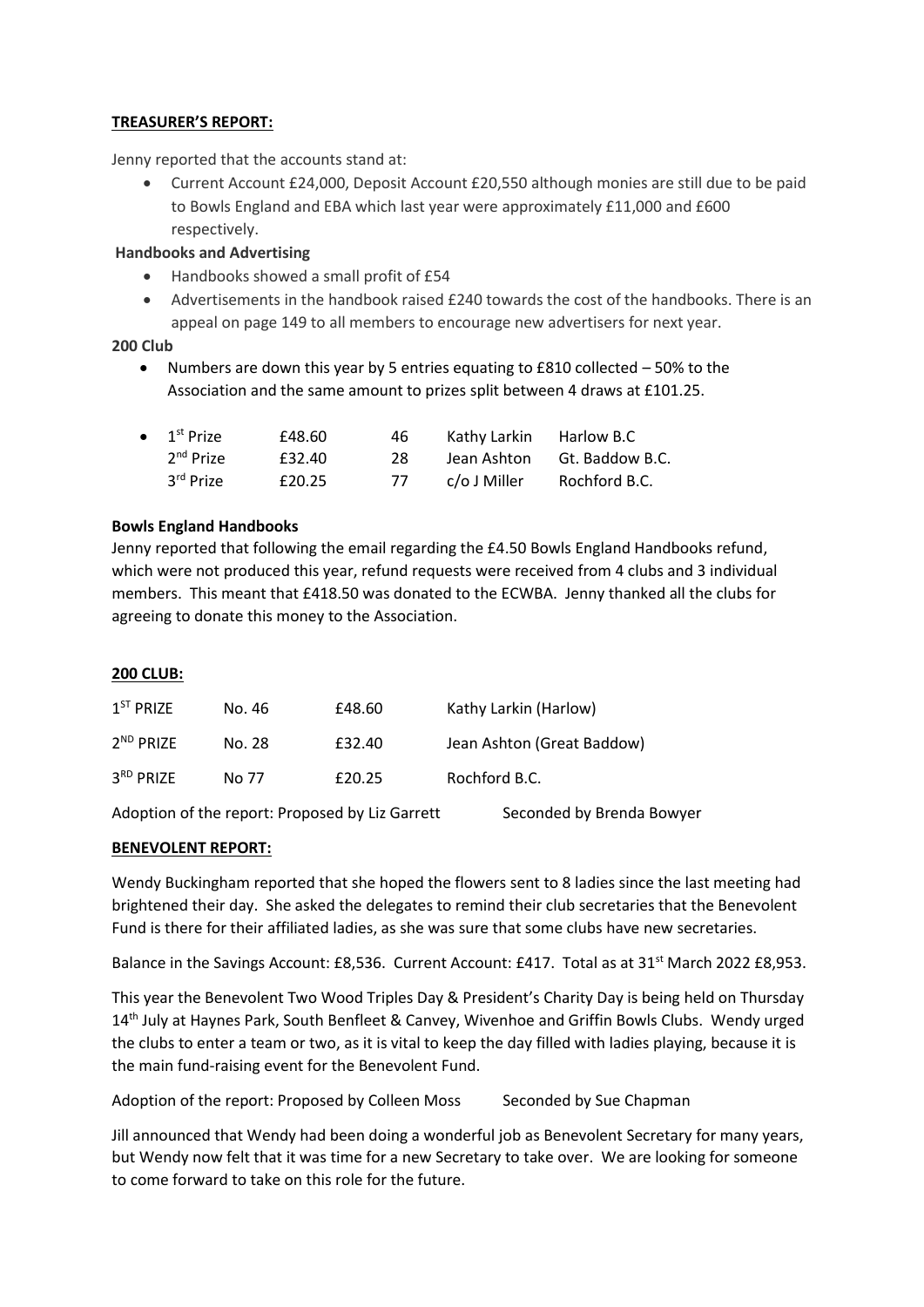**TREASURER'S REPORT:**

Jenny reported that the accounts stand at:

- Current Account £24,000, Deposit Account £20,550 although monies are still due to be paid to Bowls England and EBA which last year were approximately £11,000 and £600 respectively.

**Handbooks and Advertising**

- Handbooks showed a small profit of £54
- Advertisements in the handbook raised £240 towards the cost of the handbooks. There is an appeal on page 149 to all members to encourage new advertisers for next year.

**200 Club**

- Numbers are down this year by 5 entries equating to £810 collected – 50% to the Association and the same amount to prizes split between 4 draws at £101.25.

- 1st Prize £48.60 46 Kathy Larkin Harlow B.C
  2nd Prize £32.40 28 Jean Ashton Gt. Baddow B.C.
  3rd Prize £20.25 77 c/o J Miller Rochford B.C.

**Bowls England Handbooks**

Jenny reported that following the email regarding the £4.50 Bowls England Handbooks refund, which were not produced this year, refund requests were received from 4 clubs and 3 individual members. This meant that £418.50 was donated to the ECWBA. Jenny thanked all the clubs for agreeing to donate this money to the Association.

**200 CLUB:**

| | | | |
|---|---|---|---|
| 1ST PRIZE | No. 46 | £48.60 | Kathy Larkin (Harlow) |
| 2ND PRIZE | No. 28 | £32.40 | Jean Ashton (Great Baddow) |
| 3RD PRIZE | No 77 | £20.25 | Rochford B.C. |

Adoption of the report: Proposed by Liz Garrett Seconded by Brenda Bowyer

**BENEVOLENT REPORT:**

Wendy Buckingham reported that she hoped the flowers sent to 8 ladies since the last meeting had brightened their day. She asked the delegates to remind their club secretaries that the Benevolent Fund is there for their affiliated ladies, as she was sure that some clubs have new secretaries.

Balance in the Savings Account: £8,536. Current Account: £417. Total as at 31st March 2022 £8,953.

This year the Benevolent Two Wood Triples Day & President's Charity Day is being held on Thursday 14th July at Haynes Park, South Benfleet & Canvey, Wivenhoe and Griffin Bowls Clubs. Wendy urged the clubs to enter a team or two, as it is vital to keep the day filled with ladies playing, because it is the main fund-raising event for the Benevolent Fund.

Adoption of the report: Proposed by Colleen Moss Seconded by Sue Chapman

Jill announced that Wendy had been doing a wonderful job as Benevolent Secretary for many years, but Wendy now felt that it was time for a new Secretary to take over. We are looking for someone to come forward to take on this role for the future.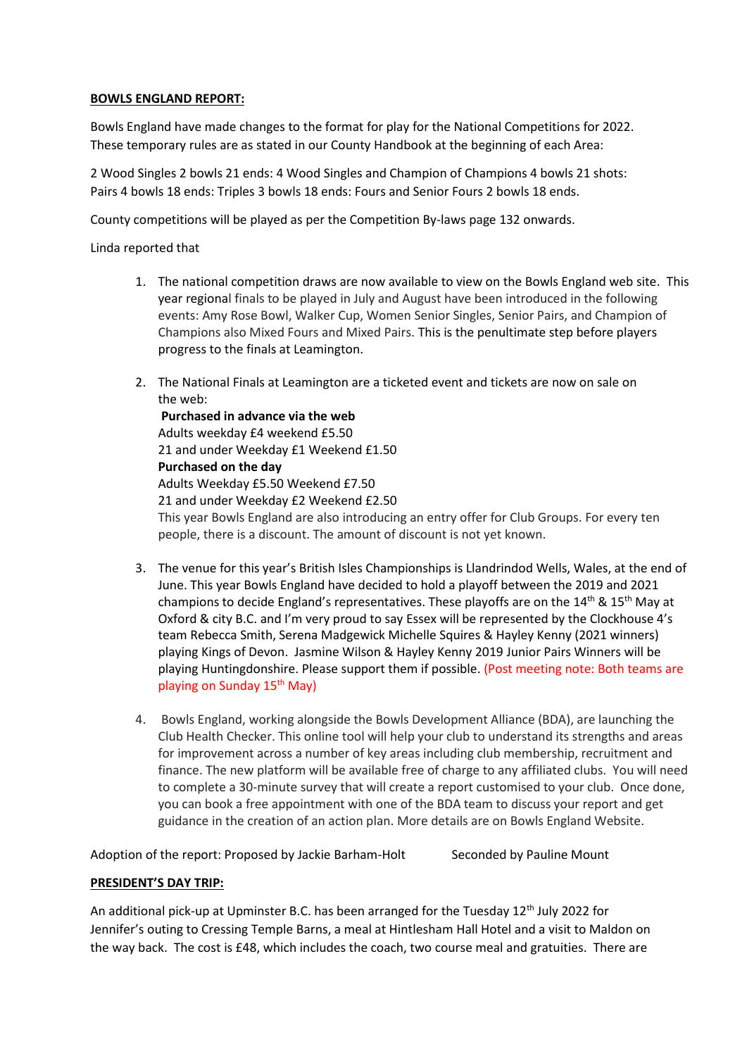**BOWLS ENGLAND REPORT:**

Bowls England have made changes to the format for play for the National Competitions for 2022. These temporary rules are as stated in our County Handbook at the beginning of each Area:

2 Wood Singles 2 bowls 21 ends: 4 Wood Singles and Champion of Champions 4 bowls 21 shots: Pairs 4 bowls 18 ends: Triples 3 bowls 18 ends: Fours and Senior Fours 2 bowls 18 ends.

County competitions will be played as per the Competition By-laws page 132 onwards.

Linda reported that

1. The national competition draws are now available to view on the Bowls England web site. This year regional finals to be played in July and August have been introduced in the following events: Amy Rose Bowl, Walker Cup, Women Senior Singles, Senior Pairs, and Champion of Champions also Mixed Fours and Mixed Pairs. This is the penultimate step before players progress to the finals at Leamington.

2. The National Finals at Leamington are a ticketed event and tickets are now on sale on the web:
   **Purchased in advance via the web**
   Adults weekday £4 weekend £5.50
   21 and under Weekday £1 Weekend £1.50
   **Purchased on the day**
   Adults Weekday £5.50 Weekend £7.50
   21 and under Weekday £2 Weekend £2.50
   This year Bowls England are also introducing an entry offer for Club Groups. For every ten people, there is a discount. The amount of discount is not yet known.

3. The venue for this year's British Isles Championships is Llandrindod Wells, Wales, at the end of June. This year Bowls England have decided to hold a playoff between the 2019 and 2021 champions to decide England's representatives. These playoffs are on the 14th & 15th May at Oxford & city B.C. and I'm very proud to say Essex will be represented by the Clockhouse 4's team Rebecca Smith, Serena Madgewick Michelle Squires & Hayley Kenny (2021 winners) playing Kings of Devon. Jasmine Wilson & Hayley Kenny 2019 Junior Pairs Winners will be playing Huntingdonshire. Please support them if possible. (Post meeting note: Both teams are playing on Sunday 15th May)

4. Bowls England, working alongside the Bowls Development Alliance (BDA), are launching the Club Health Checker. This online tool will help your club to understand its strengths and areas for improvement across a number of key areas including club membership, recruitment and finance. The new platform will be available free of charge to any affiliated clubs. You will need to complete a 30-minute survey that will create a report customised to your club. Once done, you can book a free appointment with one of the BDA team to discuss your report and get guidance in the creation of an action plan. More details are on Bowls England Website.

Adoption of the report: Proposed by Jackie Barham-Holt Seconded by Pauline Mount

**PRESIDENT'S DAY TRIP:**

An additional pick-up at Upminster B.C. has been arranged for the Tuesday 12th July 2022 for Jennifer's outing to Cressing Temple Barns, a meal at Hintlesham Hall Hotel and a visit to Maldon on the way back. The cost is £48, which includes the coach, two course meal and gratuities. There are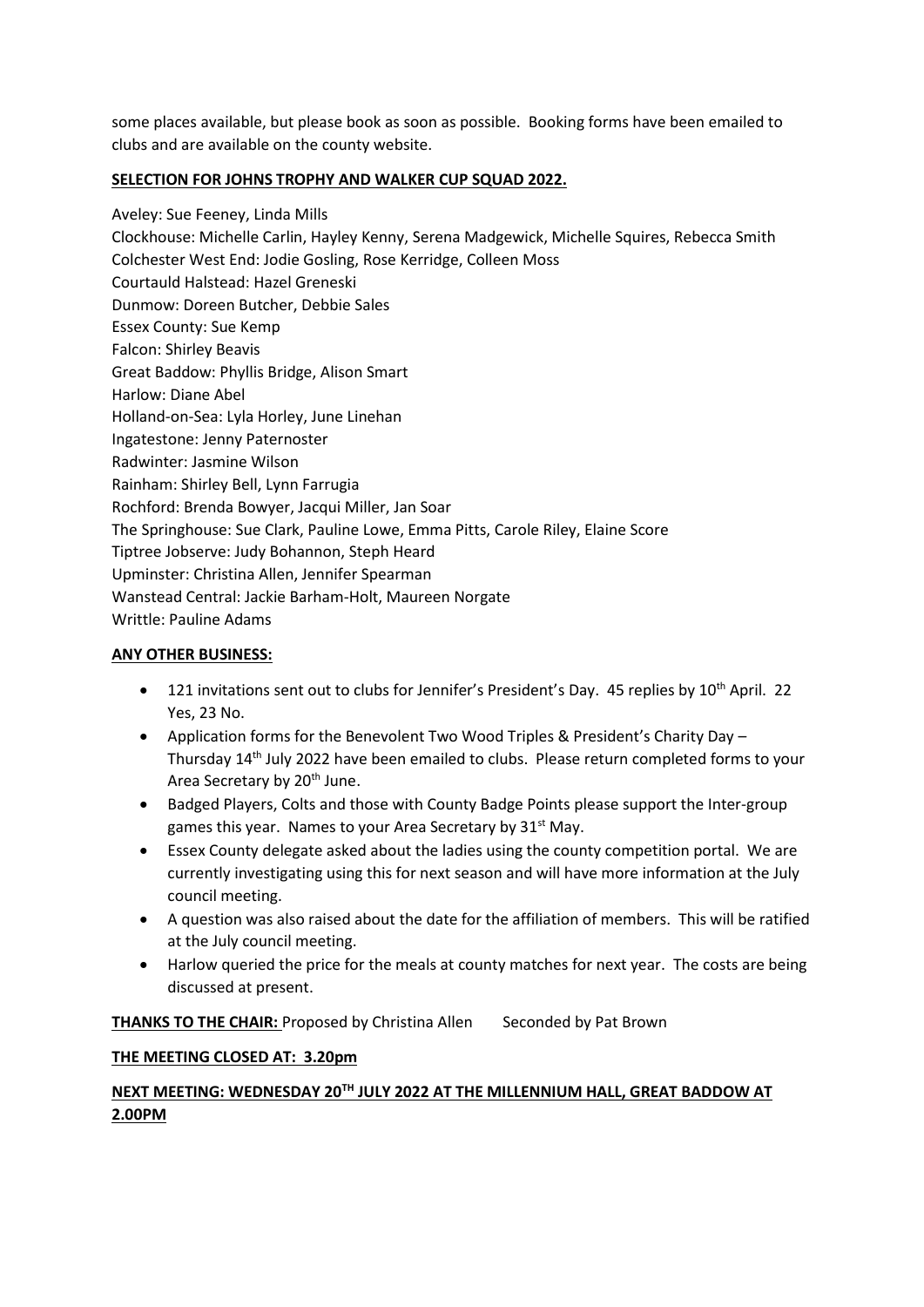some places available, but please book as soon as possible. Booking forms have been emailed to clubs and are available on the county website.

**SELECTION FOR JOHNS TROPHY AND WALKER CUP SQUAD 2022.**

Aveley: Sue Feeney, Linda Mills
Clockhouse: Michelle Carlin, Hayley Kenny, Serena Madgewick, Michelle Squires, Rebecca Smith
Colchester West End: Jodie Gosling, Rose Kerridge, Colleen Moss
Courtauld Halstead: Hazel Greneski
Dunmow: Doreen Butcher, Debbie Sales
Essex County: Sue Kemp
Falcon: Shirley Beavis
Great Baddow: Phyllis Bridge, Alison Smart
Harlow: Diane Abel
Holland-on-Sea: Lyla Horley, June Linehan
Ingatestone: Jenny Paternoster
Radwinter: Jasmine Wilson
Rainham: Shirley Bell, Lynn Farrugia
Rochford: Brenda Bowyer, Jacqui Miller, Jan Soar
The Springhouse: Sue Clark, Pauline Lowe, Emma Pitts, Carole Riley, Elaine Score
Tiptree Jobserve: Judy Bohannon, Steph Heard
Upminster: Christina Allen, Jennifer Spearman
Wanstead Central: Jackie Barham-Holt, Maureen Norgate
Writtle: Pauline Adams

**ANY OTHER BUSINESS:**

- 121 invitations sent out to clubs for Jennifer's President's Day. 45 replies by 10th April. 22 Yes, 23 No.
- Application forms for the Benevolent Two Wood Triples & President's Charity Day – Thursday 14th July 2022 have been emailed to clubs. Please return completed forms to your Area Secretary by 20th June.
- Badged Players, Colts and those with County Badge Points please support the Inter-group games this year. Names to your Area Secretary by 31st May.
- Essex County delegate asked about the ladies using the county competition portal. We are currently investigating using this for next season and will have more information at the July council meeting.
- A question was also raised about the date for the affiliation of members. This will be ratified at the July council meeting.
- Harlow queried the price for the meals at county matches for next year. The costs are being discussed at present.

**THANKS TO THE CHAIR:** Proposed by Christina Allen Seconded by Pat Brown

**THE MEETING CLOSED AT: 3.20pm**

**NEXT MEETING: WEDNESDAY 20TH JULY 2022 AT THE MILLENNIUM HALL, GREAT BADDOW AT 2.00PM**